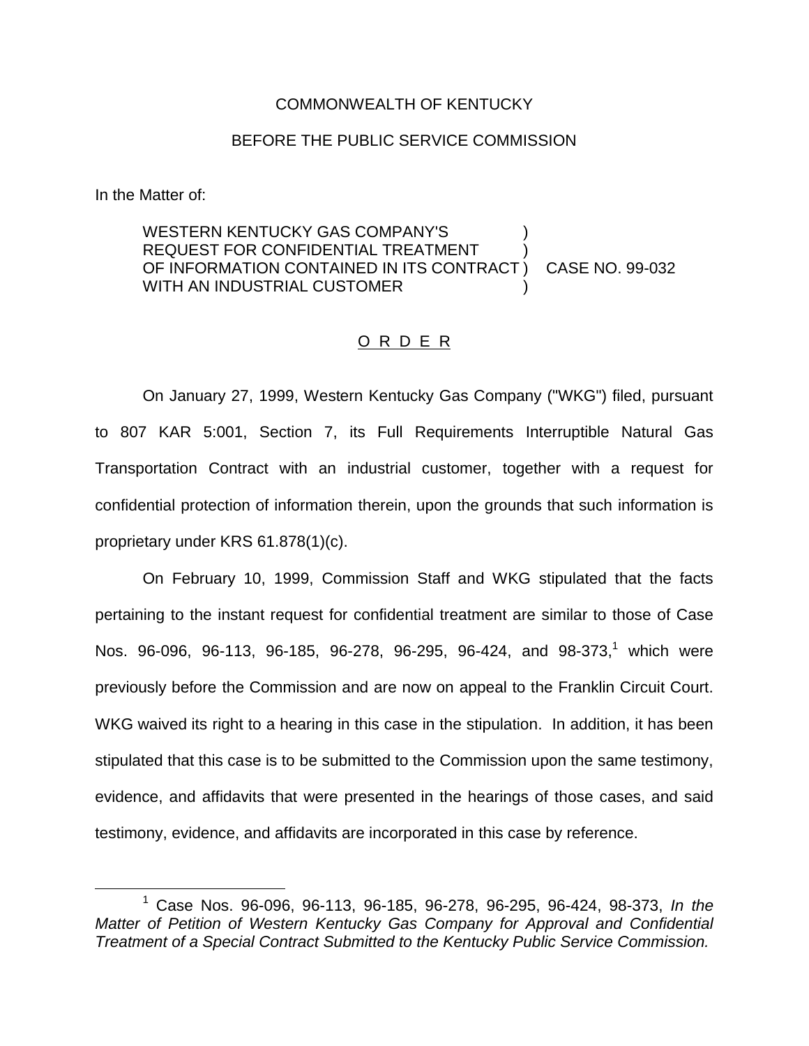COMMONWEALTH OF KENTUCKY

BEFORE THE PUBLIC SERVICE COMMISSION

In the Matter of:

WESTERN KENTUCKY GAS COMPANY'S REQUEST FOR CONFIDENTIAL TREATMENT OF INFORMATION CONTAINED IN ITS CONTRACT WITH AN INDUSTRIAL CUSTOMER ) CASE NO. 99-032

O R D E R

On January 27, 1999, Western Kentucky Gas Company ("WKG") filed, pursuant to 807 KAR 5:001, Section 7, its Full Requirements Interruptible Natural Gas Transportation Contract with an industrial customer, together with a request for confidential protection of information therein, upon the grounds that such information is proprietary under KRS 61.878(1)(c).

On February 10, 1999, Commission Staff and WKG stipulated that the facts pertaining to the instant request for confidential treatment are similar to those of Case Nos. 96-096, 96-113, 96-185, 96-278, 96-295, 96-424, and 98-373,[1] which were previously before the Commission and are now on appeal to the Franklin Circuit Court. WKG waived its right to a hearing in this case in the stipulation. In addition, it has been stipulated that this case is to be submitted to the Commission upon the same testimony, evidence, and affidavits that were presented in the hearings of those cases, and said testimony, evidence, and affidavits are incorporated in this case by reference.

[1] Case Nos. 96-096, 96-113, 96-185, 96-278, 96-295, 96-424, 98-373, *In the Matter of Petition of Western Kentucky Gas Company for Approval and Confidential Treatment of a Special Contract Submitted to the Kentucky Public Service Commission.*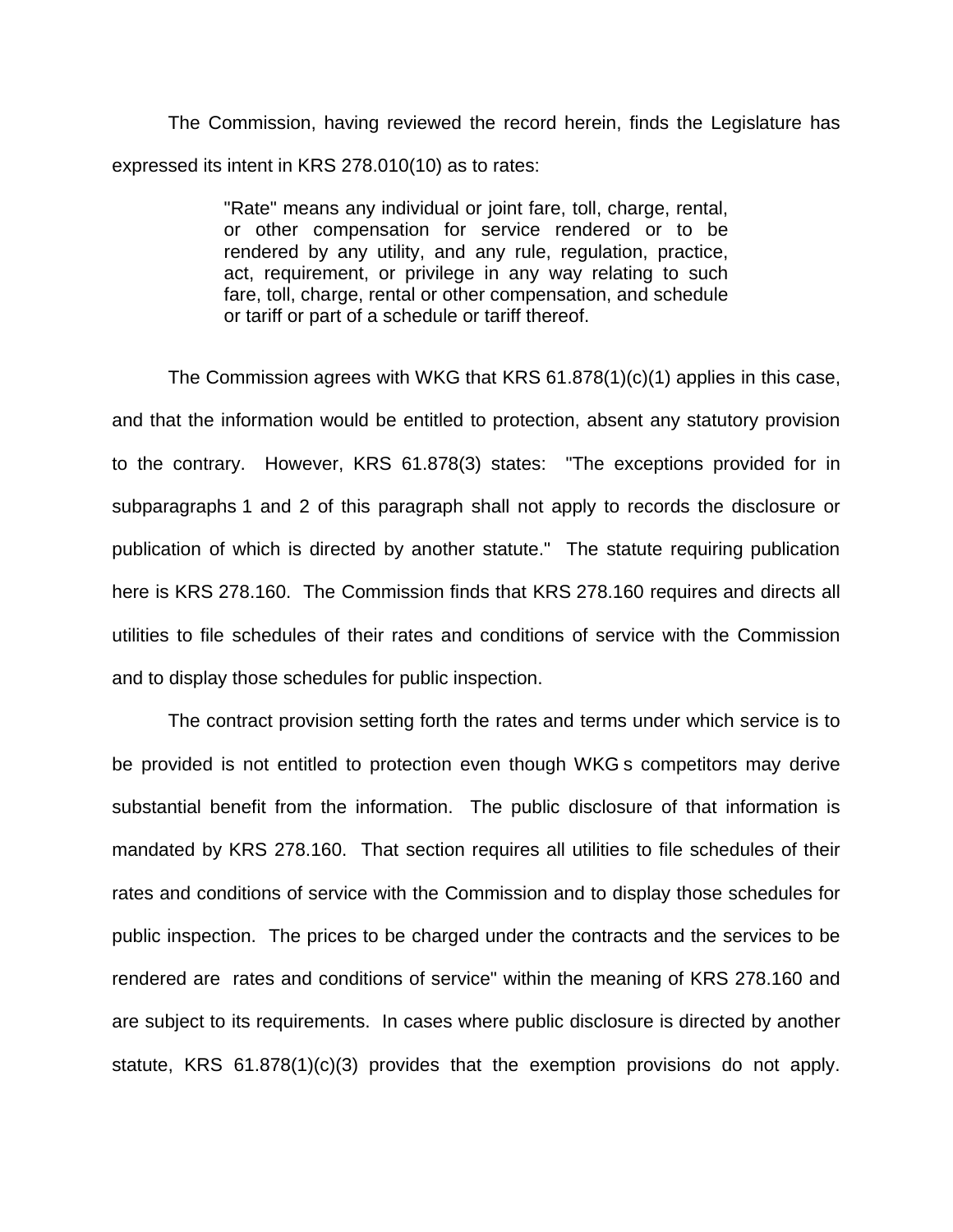The Commission, having reviewed the record herein, finds the Legislature has expressed its intent in KRS 278.010(10) as to rates:

> "Rate" means any individual or joint fare, toll, charge, rental, or other compensation for service rendered or to be rendered by any utility, and any rule, regulation, practice, act, requirement, or privilege in any way relating to such fare, toll, charge, rental or other compensation, and schedule or tariff or part of a schedule or tariff thereof.

The Commission agrees with WKG that KRS 61.878(1)(c)(1) applies in this case, and that the information would be entitled to protection, absent any statutory provision to the contrary. However, KRS 61.878(3) states: "The exceptions provided for in subparagraphs 1 and 2 of this paragraph shall not apply to records the disclosure or publication of which is directed by another statute." The statute requiring publication here is KRS 278.160. The Commission finds that KRS 278.160 requires and directs all utilities to file schedules of their rates and conditions of service with the Commission and to display those schedules for public inspection.

The contract provision setting forth the rates and terms under which service is to be provided is not entitled to protection even though WKG s competitors may derive substantial benefit from the information. The public disclosure of that information is mandated by KRS 278.160. That section requires all utilities to file schedules of their rates and conditions of service with the Commission and to display those schedules for public inspection. The prices to be charged under the contracts and the services to be rendered are rates and conditions of service" within the meaning of KRS 278.160 and are subject to its requirements. In cases where public disclosure is directed by another statute, KRS 61.878(1)(c)(3) provides that the exemption provisions do not apply.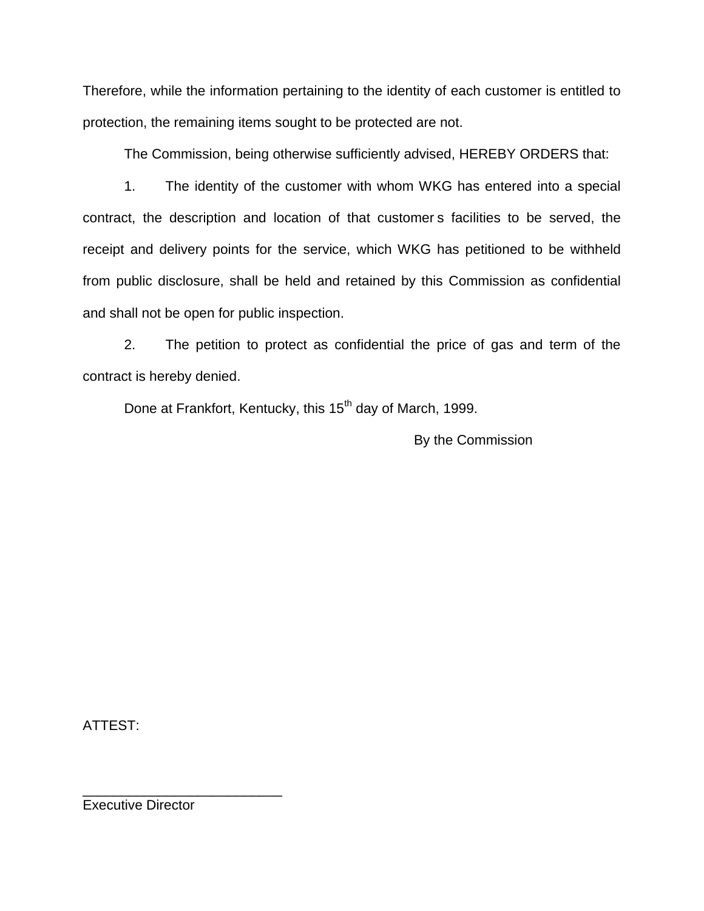Therefore, while the information pertaining to the identity of each customer is entitled to protection, the remaining items sought to be protected are not.

The Commission, being otherwise sufficiently advised, HEREBY ORDERS that:

1. The identity of the customer with whom WKG has entered into a special contract, the description and location of that customer s facilities to be served, the receipt and delivery points for the service, which WKG has petitioned to be withheld from public disclosure, shall be held and retained by this Commission as confidential and shall not be open for public inspection.

2. The petition to protect as confidential the price of gas and term of the contract is hereby denied.

Done at Frankfort, Kentucky, this 15th day of March, 1999.

By the Commission

ATTEST:

\_\_\_\_\_\_\_\_\_\_\_\_\_\_\_\_\_\_\_\_\_\_\_\_\_\_

Executive Director